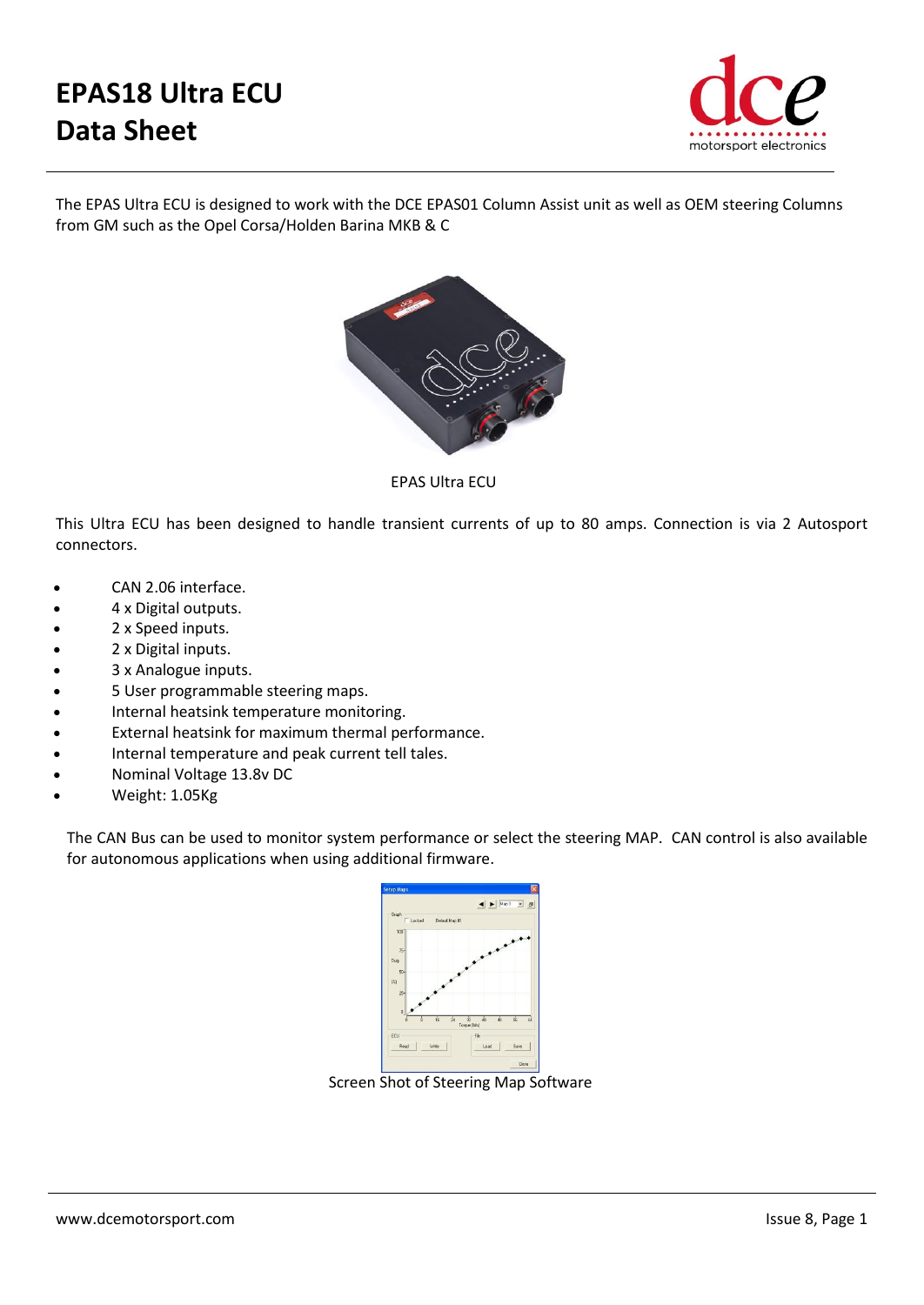# EPAS18 Ultra ECU
# Data Sheet

The EPAS Ultra ECU is designed to work with the DCE EPAS01 Column Assist unit as well as OEM steering Columns from GM such as the Opel Corsa/Holden Barina MKB & C

EPAS Ultra ECU

This Ultra ECU has been designed to handle transient currents of up to 80 amps. Connection is via 2 Autosport connectors.

- CAN 2.06 interface.
- 4 x Digital outputs.
- 2 x Speed inputs.
- 2 x Digital inputs.
- 3 x Analogue inputs.
- 5 User programmable steering maps.
- Internal heatsink temperature monitoring.
- External heatsink for maximum thermal performance.
- Internal temperature and peak current tell tales.
- Nominal Voltage 13.8v DC
- Weight: 1.05Kg

The CAN Bus can be used to monitor system performance or select the steering MAP. CAN control is also available for autonomous applications when using additional firmware.

Screen Shot of Steering Map Software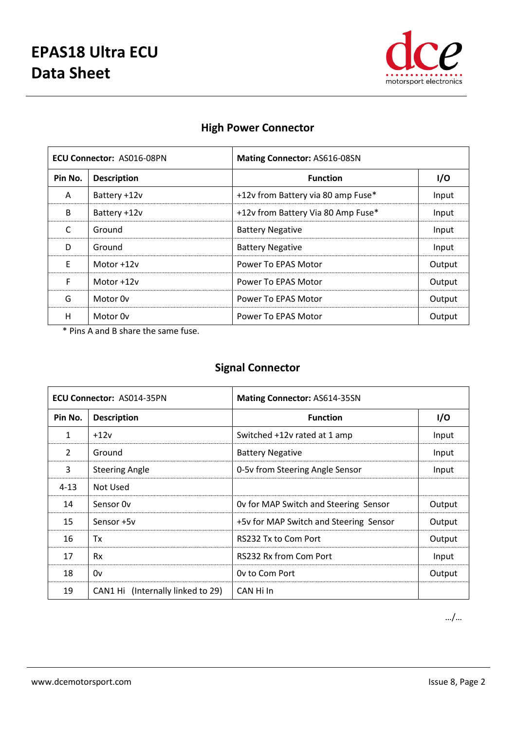# EPAS18 Ultra ECU Data Sheet

## High Power Connector

| ECU Connector: AS016-08PN | | Mating Connector: AS616-08SN | |
|---|---|---|---|
| **Pin No.** | **Description** | **Function** | **I/O** |
| A | Battery +12v | +12v from Battery via 80 amp Fuse* | Input |
| B | Battery +12v | +12v from Battery Via 80 Amp Fuse* | Input |
| C | Ground | Battery Negative | Input |
| D | Ground | Battery Negative | Input |
| E | Motor +12v | Power To EPAS Motor | Output |
| F | Motor +12v | Power To EPAS Motor | Output |
| G | Motor 0v | Power To EPAS Motor | Output |
| H | Motor 0v | Power To EPAS Motor | Output |

\* Pins A and B share the same fuse.

## Signal Connector

| ECU Connector: AS014-35PN | | Mating Connector: AS614-35SN | |
|---|---|---|---|
| **Pin No.** | **Description** | **Function** | **I/O** |
| 1 | +12v | Switched +12v rated at 1 amp | Input |
| 2 | Ground | Battery Negative | Input |
| 3 | Steering Angle | 0-5v from Steering Angle Sensor | Input |
| 4-13 | Not Used | | |
| 14 | Sensor 0v | 0v for MAP Switch and Steering Sensor | Output |
| 15 | Sensor +5v | +5v for MAP Switch and Steering Sensor | Output |
| 16 | Tx | RS232 Tx to Com Port | Output |
| 17 | Rx | RS232 Rx from Com Port | Input |
| 18 | 0v | 0v to Com Port | Output |
| 19 | CAN1 Hi (Internally linked to 29) | CAN Hi In | |

…/…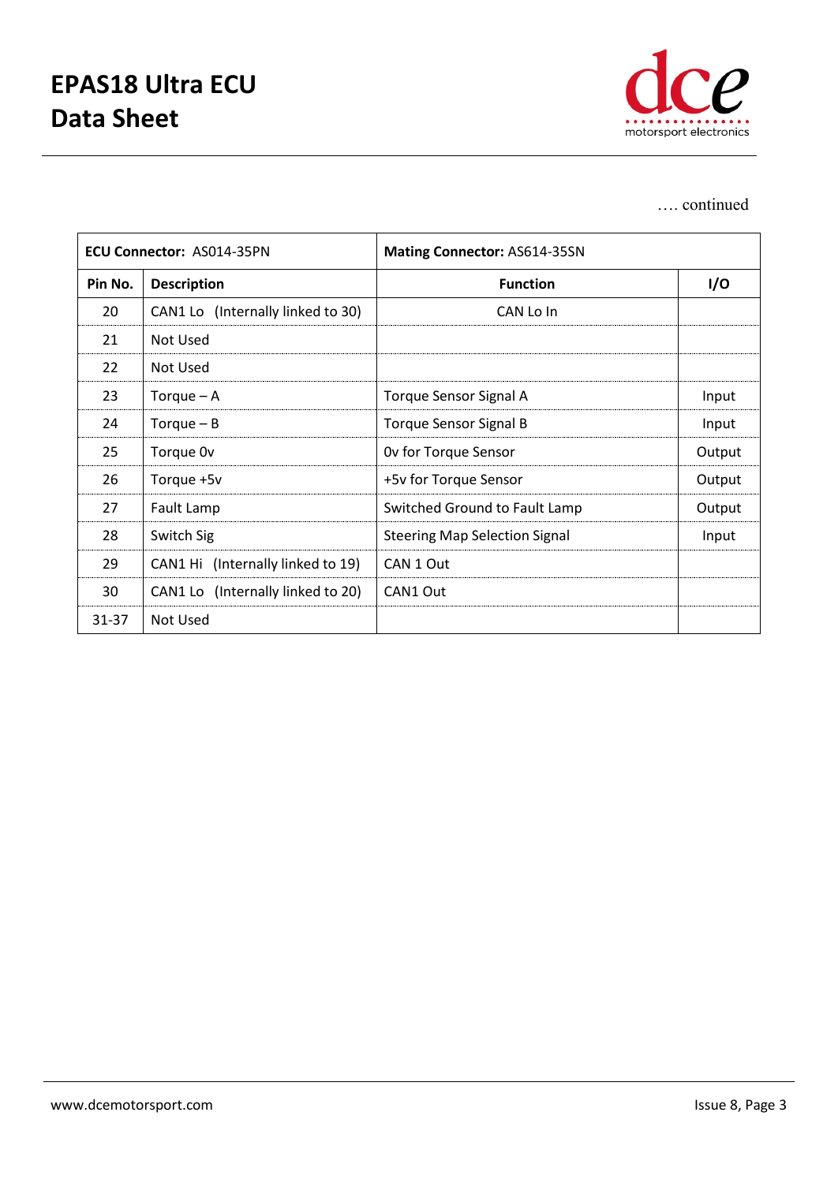…. continued

| ECU Connector: AS014-35PN | | Mating Connector: AS614-35SN | |
|---|---|---|---|
| **Pin No.** | **Description** | **Function** | **I/O** |
| 20 | CAN1 Lo (Internally linked to 30) | CAN Lo In | |
| 21 | Not Used | | |
| 22 | Not Used | | |
| 23 | Torque – A | Torque Sensor Signal A | Input |
| 24 | Torque – B | Torque Sensor Signal B | Input |
| 25 | Torque 0v | 0v for Torque Sensor | Output |
| 26 | Torque +5v | +5v for Torque Sensor | Output |
| 27 | Fault Lamp | Switched Ground to Fault Lamp | Output |
| 28 | Switch Sig | Steering Map Selection Signal | Input |
| 29 | CAN1 Hi (Internally linked to 19) | CAN 1 Out | |
| 30 | CAN1 Lo (Internally linked to 20) | CAN1 Out | |
| 31-37 | Not Used | | |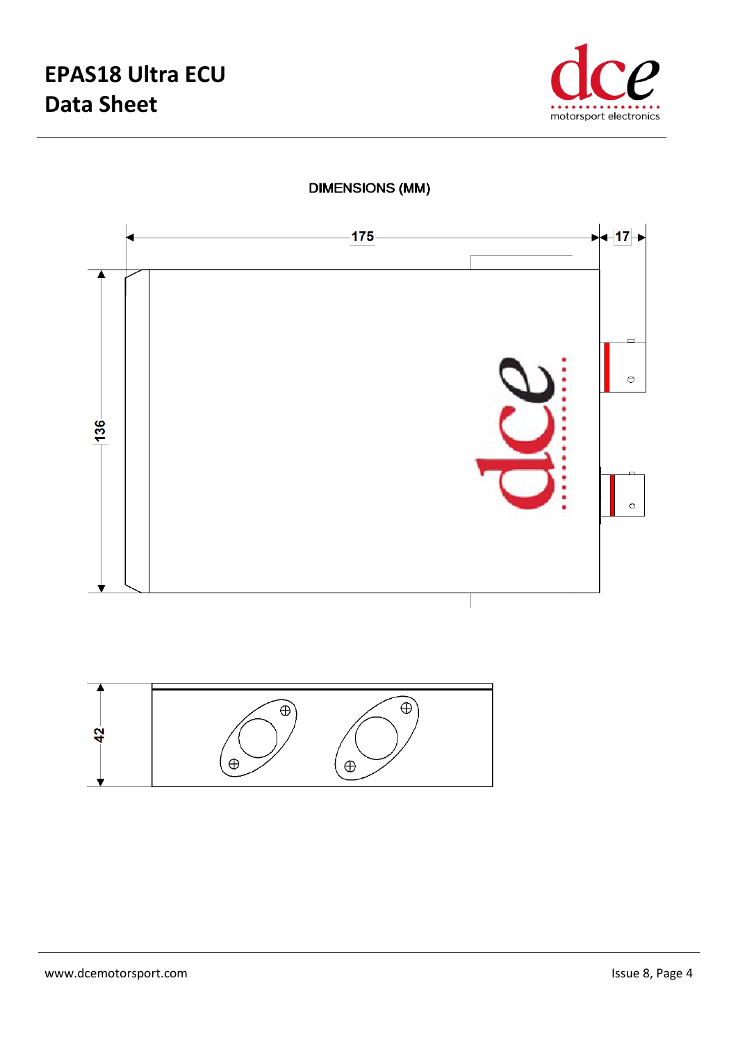# EPAS18 Ultra ECU Data Sheet

DIMENSIONS (MM)

175

17

136

42